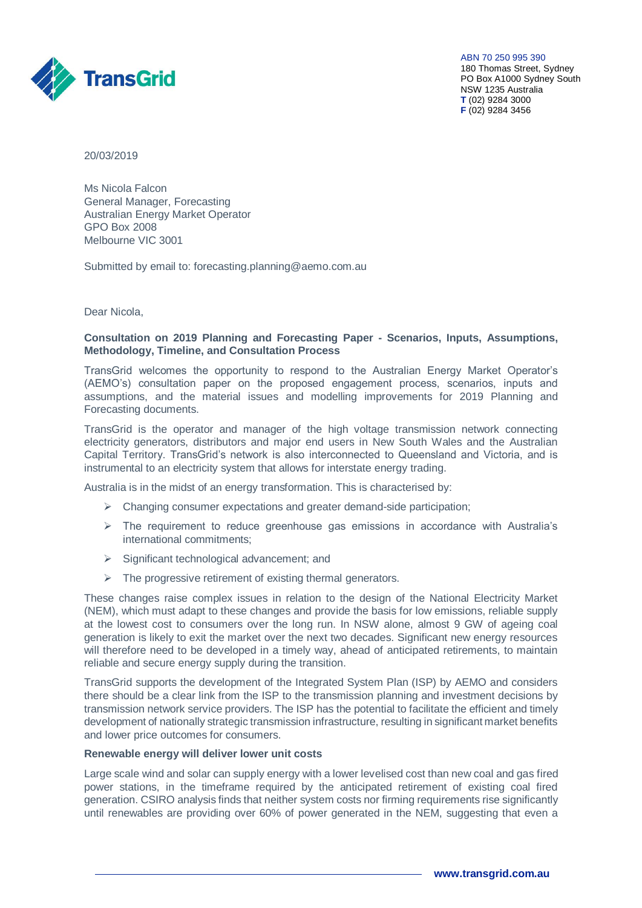ABN 70 250 995 390
180 Thomas Street, Sydney
PO Box A1000 Sydney South
NSW 1235 Australia
**T** (02) 9284 3000
**F** (02) 9284 3456

20/03/2019

Ms Nicola Falcon
General Manager, Forecasting
Australian Energy Market Operator
GPO Box 2008
Melbourne VIC 3001

Submitted by email to: forecasting.planning@aemo.com.au

Dear Nicola,

**Consultation on 2019 Planning and Forecasting Paper - Scenarios, Inputs, Assumptions, Methodology, Timeline, and Consultation Process**

TransGrid welcomes the opportunity to respond to the Australian Energy Market Operator's (AEMO's) consultation paper on the proposed engagement process, scenarios, inputs and assumptions, and the material issues and modelling improvements for 2019 Planning and Forecasting documents.

TransGrid is the operator and manager of the high voltage transmission network connecting electricity generators, distributors and major end users in New South Wales and the Australian Capital Territory. TransGrid's network is also interconnected to Queensland and Victoria, and is instrumental to an electricity system that allows for interstate energy trading.

Australia is in the midst of an energy transformation. This is characterised by:

- Changing consumer expectations and greater demand-side participation;
- The requirement to reduce greenhouse gas emissions in accordance with Australia's international commitments;
- Significant technological advancement; and
- The progressive retirement of existing thermal generators.

These changes raise complex issues in relation to the design of the National Electricity Market (NEM), which must adapt to these changes and provide the basis for low emissions, reliable supply at the lowest cost to consumers over the long run. In NSW alone, almost 9 GW of ageing coal generation is likely to exit the market over the next two decades. Significant new energy resources will therefore need to be developed in a timely way, ahead of anticipated retirements, to maintain reliable and secure energy supply during the transition.

TransGrid supports the development of the Integrated System Plan (ISP) by AEMO and considers there should be a clear link from the ISP to the transmission planning and investment decisions by transmission network service providers. The ISP has the potential to facilitate the efficient and timely development of nationally strategic transmission infrastructure, resulting in significant market benefits and lower price outcomes for consumers.

**Renewable energy will deliver lower unit costs**

Large scale wind and solar can supply energy with a lower levelised cost than new coal and gas fired power stations, in the timeframe required by the anticipated retirement of existing coal fired generation. CSIRO analysis finds that neither system costs nor firming requirements rise significantly until renewables are providing over 60% of power generated in the NEM, suggesting that even a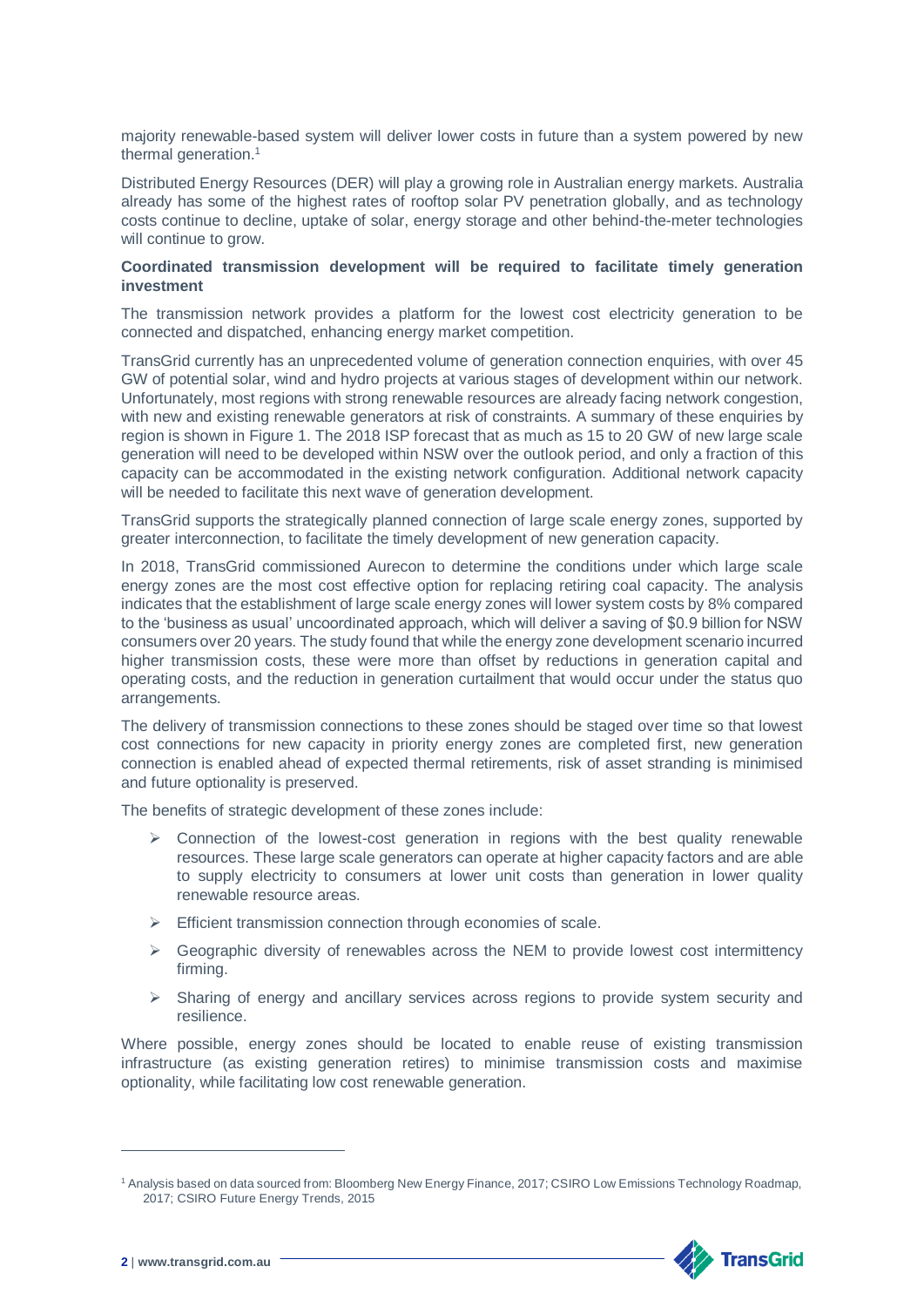majority renewable-based system will deliver lower costs in future than a system powered by new thermal generation.[1]

Distributed Energy Resources (DER) will play a growing role in Australian energy markets. Australia already has some of the highest rates of rooftop solar PV penetration globally, and as technology costs continue to decline, uptake of solar, energy storage and other behind-the-meter technologies will continue to grow.

**Coordinated transmission development will be required to facilitate timely generation investment**

The transmission network provides a platform for the lowest cost electricity generation to be connected and dispatched, enhancing energy market competition.

TransGrid currently has an unprecedented volume of generation connection enquiries, with over 45 GW of potential solar, wind and hydro projects at various stages of development within our network. Unfortunately, most regions with strong renewable resources are already facing network congestion, with new and existing renewable generators at risk of constraints. A summary of these enquiries by region is shown in Figure 1. The 2018 ISP forecast that as much as 15 to 20 GW of new large scale generation will need to be developed within NSW over the outlook period, and only a fraction of this capacity can be accommodated in the existing network configuration. Additional network capacity will be needed to facilitate this next wave of generation development.

TransGrid supports the strategically planned connection of large scale energy zones, supported by greater interconnection, to facilitate the timely development of new generation capacity.

In 2018, TransGrid commissioned Aurecon to determine the conditions under which large scale energy zones are the most cost effective option for replacing retiring coal capacity. The analysis indicates that the establishment of large scale energy zones will lower system costs by 8% compared to the 'business as usual' uncoordinated approach, which will deliver a saving of $0.9 billion for NSW consumers over 20 years. The study found that while the energy zone development scenario incurred higher transmission costs, these were more than offset by reductions in generation capital and operating costs, and the reduction in generation curtailment that would occur under the status quo arrangements.

The delivery of transmission connections to these zones should be staged over time so that lowest cost connections for new capacity in priority energy zones are completed first, new generation connection is enabled ahead of expected thermal retirements, risk of asset stranding is minimised and future optionality is preserved.

The benefits of strategic development of these zones include:

- Connection of the lowest-cost generation in regions with the best quality renewable resources. These large scale generators can operate at higher capacity factors and are able to supply electricity to consumers at lower unit costs than generation in lower quality renewable resource areas.
- Efficient transmission connection through economies of scale.
- Geographic diversity of renewables across the NEM to provide lowest cost intermittency firming.
- Sharing of energy and ancillary services across regions to provide system security and resilience.

Where possible, energy zones should be located to enable reuse of existing transmission infrastructure (as existing generation retires) to minimise transmission costs and maximise optionality, while facilitating low cost renewable generation.

[1] Analysis based on data sourced from: Bloomberg New Energy Finance, 2017; CSIRO Low Emissions Technology Roadmap, 2017; CSIRO Future Energy Trends, 2015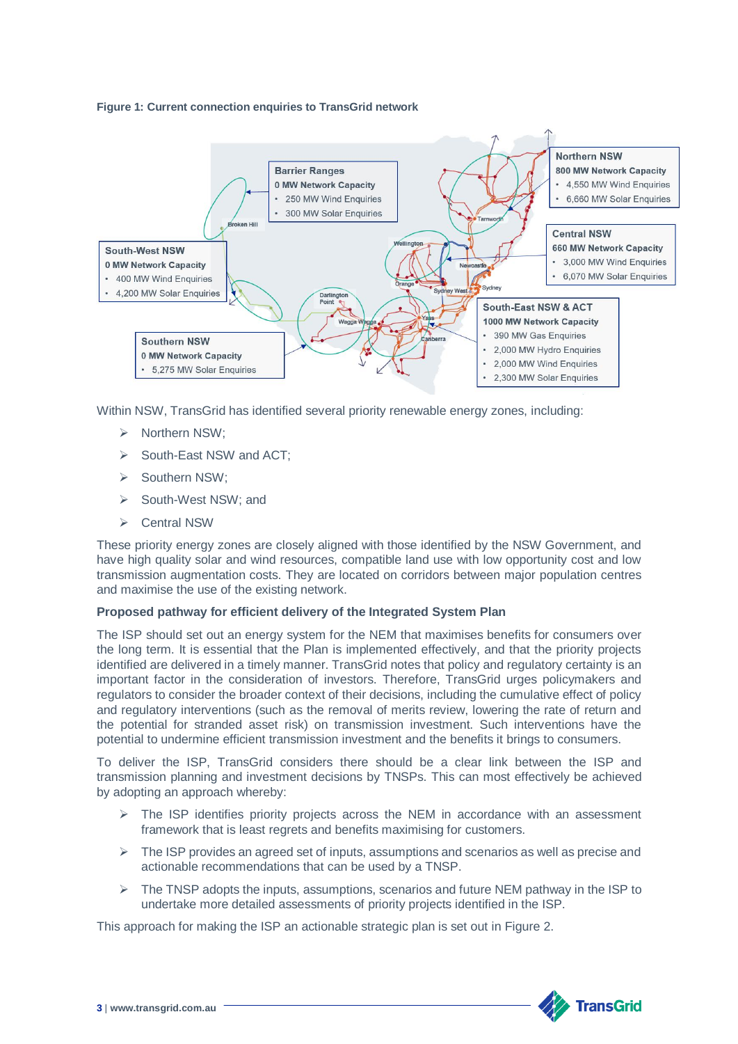**Figure 1: Current connection enquiries to TransGrid network**

**Barrier Ranges**
**0 MW Network Capacity**
- 250 MW Wind Enquiries
- 300 MW Solar Enquiries

**Northern NSW**
**800 MW Network Capacity**
- 4,550 MW Wind Enquiries
- 6,660 MW Solar Enquiries

**Central NSW**
**660 MW Network Capacity**
- 3,000 MW Wind Enquiries
- 6,070 MW Solar Enquiries

**South-West NSW**
**0 MW Network Capacity**
- 400 MW Wind Enquiries
- 4,200 MW Solar Enquiries

**South-East NSW & ACT**
**1000 MW Network Capacity**
- 390 MW Gas Enquiries
- 2,000 MW Hydro Enquiries
- 2,000 MW Wind Enquiries
- 2,300 MW Solar Enquiries

**Southern NSW**
**0 MW Network Capacity**
- 5,275 MW Solar Enquiries

Broken Hill, Wellington, Tamworth, Newcastle, Orange, Sydney West, Sydney, Darlington Point, Wagga Wagga, Yass, Canberra

Within NSW, TransGrid has identified several priority renewable energy zones, including:

- Northern NSW;
- South-East NSW and ACT;
- Southern NSW;
- South-West NSW; and
- Central NSW

These priority energy zones are closely aligned with those identified by the NSW Government, and have high quality solar and wind resources, compatible land use with low opportunity cost and low transmission augmentation costs. They are located on corridors between major population centres and maximise the use of the existing network.

**Proposed pathway for efficient delivery of the Integrated System Plan**

The ISP should set out an energy system for the NEM that maximises benefits for consumers over the long term. It is essential that the Plan is implemented effectively, and that the priority projects identified are delivered in a timely manner. TransGrid notes that policy and regulatory certainty is an important factor in the consideration of investors. Therefore, TransGrid urges policymakers and regulators to consider the broader context of their decisions, including the cumulative effect of policy and regulatory interventions (such as the removal of merits review, lowering the rate of return and the potential for stranded asset risk) on transmission investment. Such interventions have the potential to undermine efficient transmission investment and the benefits it brings to consumers.

To deliver the ISP, TransGrid considers there should be a clear link between the ISP and transmission planning and investment decisions by TNSPs. This can most effectively be achieved by adopting an approach whereby:

- The ISP identifies priority projects across the NEM in accordance with an assessment framework that is least regrets and benefits maximising for customers.
- The ISP provides an agreed set of inputs, assumptions and scenarios as well as precise and actionable recommendations that can be used by a TNSP.
- The TNSP adopts the inputs, assumptions, scenarios and future NEM pathway in the ISP to undertake more detailed assessments of priority projects identified in the ISP.

This approach for making the ISP an actionable strategic plan is set out in Figure 2.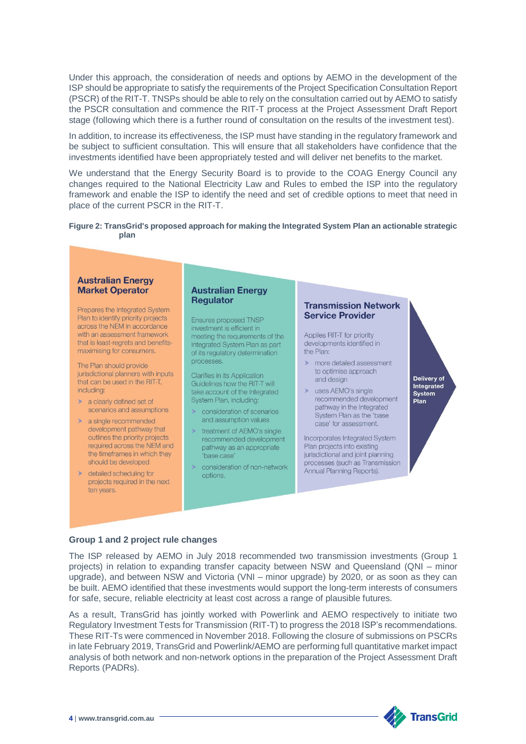Under this approach, the consideration of needs and options by AEMO in the development of the ISP should be appropriate to satisfy the requirements of the Project Specification Consultation Report (PSCR) of the RIT-T. TNSPs should be able to rely on the consultation carried out by AEMO to satisfy the PSCR consultation and commence the RIT-T process at the Project Assessment Draft Report stage (following which there is a further round of consultation on the results of the investment test).

In addition, to increase its effectiveness, the ISP must have standing in the regulatory framework and be subject to sufficient consultation. This will ensure that all stakeholders have confidence that the investments identified have been appropriately tested and will deliver net benefits to the market.

We understand that the Energy Security Board is to provide to the COAG Energy Council any changes required to the National Electricity Law and Rules to embed the ISP into the regulatory framework and enable the ISP to identify the need and set of credible options to meet that need in place of the current PSCR in the RIT-T.

**Figure 2: TransGrid's proposed approach for making the Integrated System Plan an actionable strategic plan**

**Australian Energy Market Operator**

Prepares the Integrated System Plan to identify priority projects across the NEM in accordance with an assessment framework that is least-regrets and benefits-maximising for consumers.

The Plan should provide jurisdictional planners with inputs that can be used in the RIT-T, including:

- a clearly defined set of scenarios and assumptions
- a single recommended development pathway that outlines the priority projects required across the NEM and the timeframes in which they should be developed
- detailed scheduling for projects required in the next ten years.

**Australian Energy Regulator**

Ensures proposed TNSP investment is efficient in meeting the requirements of the Integrated System Plan as part of its regulatory determination processes.

Clarifies in its Application Guidelines how the RIT-T will take account of the Integrated System Plan, including:

- consideration of scenarios and assumption values
- treatment of AEMO's single recommended development pathway as an appropriate 'base case'
- consideration of non-network options.

**Transmission Network Service Provider**

Applies RIT-T for priority developments identified in the Plan:

- more detailed assessment to optimise approach and design
- uses AEMO's single recommended development pathway in the Integrated System Plan as the 'base case' for assessment.

Incorporates Integrated System Plan projects into existing jurisdictional and joint planning processes (such as Transmission Annual Planning Reports).

**Delivery of Integrated System Plan**

### Group 1 and 2 project rule changes

The ISP released by AEMO in July 2018 recommended two transmission investments (Group 1 projects) in relation to expanding transfer capacity between NSW and Queensland (QNI – minor upgrade), and between NSW and Victoria (VNI – minor upgrade) by 2020, or as soon as they can be built. AEMO identified that these investments would support the long-term interests of consumers for safe, secure, reliable electricity at least cost across a range of plausible futures.

As a result, TransGrid has jointly worked with Powerlink and AEMO respectively to initiate two Regulatory Investment Tests for Transmission (RIT-T) to progress the 2018 ISP's recommendations. These RIT-Ts were commenced in November 2018. Following the closure of submissions on PSCRs in late February 2019, TransGrid and Powerlink/AEMO are performing full quantitative market impact analysis of both network and non-network options in the preparation of the Project Assessment Draft Reports (PADRs).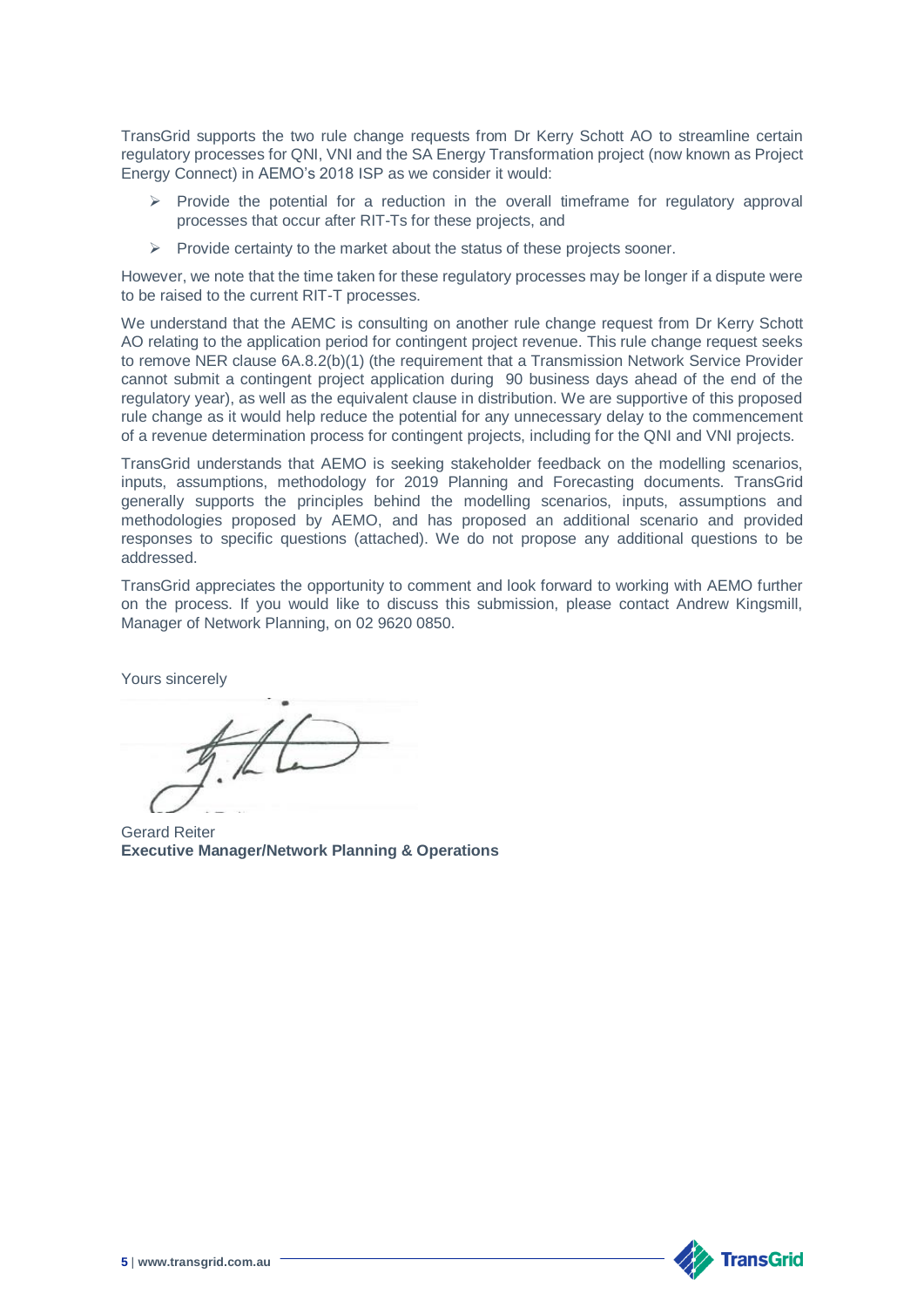TransGrid supports the two rule change requests from Dr Kerry Schott AO to streamline certain regulatory processes for QNI, VNI and the SA Energy Transformation project (now known as Project Energy Connect) in AEMO's 2018 ISP as we consider it would:

- Provide the potential for a reduction in the overall timeframe for regulatory approval processes that occur after RIT-Ts for these projects, and
- Provide certainty to the market about the status of these projects sooner.

However, we note that the time taken for these regulatory processes may be longer if a dispute were to be raised to the current RIT-T processes.

We understand that the AEMC is consulting on another rule change request from Dr Kerry Schott AO relating to the application period for contingent project revenue. This rule change request seeks to remove NER clause 6A.8.2(b)(1) (the requirement that a Transmission Network Service Provider cannot submit a contingent project application during 90 business days ahead of the end of the regulatory year), as well as the equivalent clause in distribution. We are supportive of this proposed rule change as it would help reduce the potential for any unnecessary delay to the commencement of a revenue determination process for contingent projects, including for the QNI and VNI projects.

TransGrid understands that AEMO is seeking stakeholder feedback on the modelling scenarios, inputs, assumptions, methodology for 2019 Planning and Forecasting documents. TransGrid generally supports the principles behind the modelling scenarios, inputs, assumptions and methodologies proposed by AEMO, and has proposed an additional scenario and provided responses to specific questions (attached). We do not propose any additional questions to be addressed.

TransGrid appreciates the opportunity to comment and look forward to working with AEMO further on the process. If you would like to discuss this submission, please contact Andrew Kingsmill, Manager of Network Planning, on 02 9620 0850.

Yours sincerely

Gerard Reiter
**Executive Manager/Network Planning & Operations**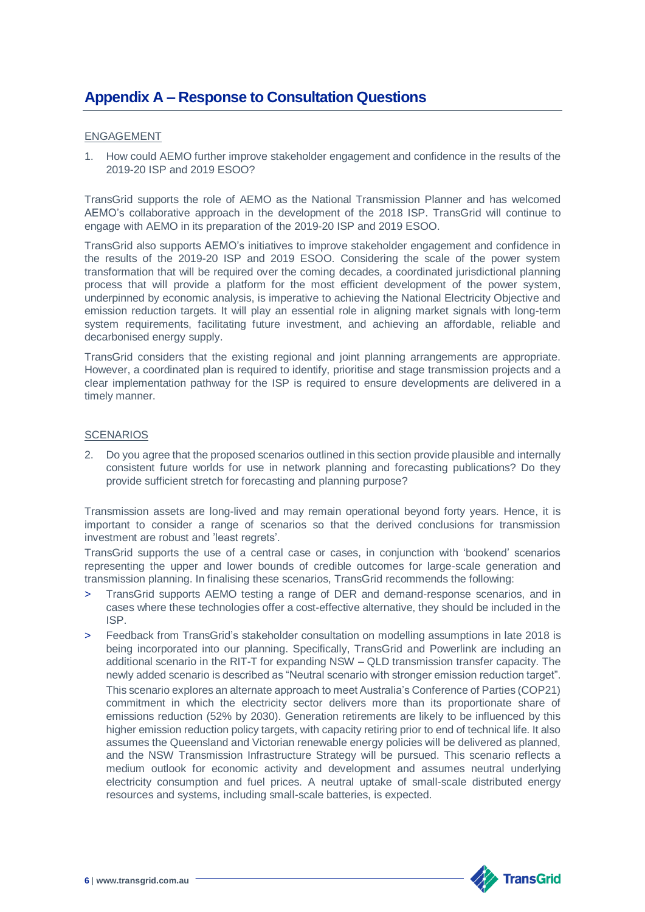# Appendix A – Response to Consultation Questions

ENGAGEMENT

1. How could AEMO further improve stakeholder engagement and confidence in the results of the 2019-20 ISP and 2019 ESOO?

TransGrid supports the role of AEMO as the National Transmission Planner and has welcomed AEMO's collaborative approach in the development of the 2018 ISP. TransGrid will continue to engage with AEMO in its preparation of the 2019-20 ISP and 2019 ESOO.

TransGrid also supports AEMO's initiatives to improve stakeholder engagement and confidence in the results of the 2019-20 ISP and 2019 ESOO. Considering the scale of the power system transformation that will be required over the coming decades, a coordinated jurisdictional planning process that will provide a platform for the most efficient development of the power system, underpinned by economic analysis, is imperative to achieving the National Electricity Objective and emission reduction targets. It will play an essential role in aligning market signals with long-term system requirements, facilitating future investment, and achieving an affordable, reliable and decarbonised energy supply.

TransGrid considers that the existing regional and joint planning arrangements are appropriate. However, a coordinated plan is required to identify, prioritise and stage transmission projects and a clear implementation pathway for the ISP is required to ensure developments are delivered in a timely manner.

SCENARIOS

2. Do you agree that the proposed scenarios outlined in this section provide plausible and internally consistent future worlds for use in network planning and forecasting publications? Do they provide sufficient stretch for forecasting and planning purpose?

Transmission assets are long-lived and may remain operational beyond forty years. Hence, it is important to consider a range of scenarios so that the derived conclusions for transmission investment are robust and 'least regrets'.

TransGrid supports the use of a central case or cases, in conjunction with 'bookend' scenarios representing the upper and lower bounds of credible outcomes for large-scale generation and transmission planning. In finalising these scenarios, TransGrid recommends the following:

- TransGrid supports AEMO testing a range of DER and demand-response scenarios, and in cases where these technologies offer a cost-effective alternative, they should be included in the ISP.
- Feedback from TransGrid's stakeholder consultation on modelling assumptions in late 2018 is being incorporated into our planning. Specifically, TransGrid and Powerlink are including an additional scenario in the RIT-T for expanding NSW – QLD transmission transfer capacity. The newly added scenario is described as "Neutral scenario with stronger emission reduction target".

  This scenario explores an alternate approach to meet Australia's Conference of Parties (COP21) commitment in which the electricity sector delivers more than its proportionate share of emissions reduction (52% by 2030). Generation retirements are likely to be influenced by this higher emission reduction policy targets, with capacity retiring prior to end of technical life. It also assumes the Queensland and Victorian renewable energy policies will be delivered as planned, and the NSW Transmission Infrastructure Strategy will be pursued. This scenario reflects a medium outlook for economic activity and development and assumes neutral underlying electricity consumption and fuel prices. A neutral uptake of small-scale distributed energy resources and systems, including small-scale batteries, is expected.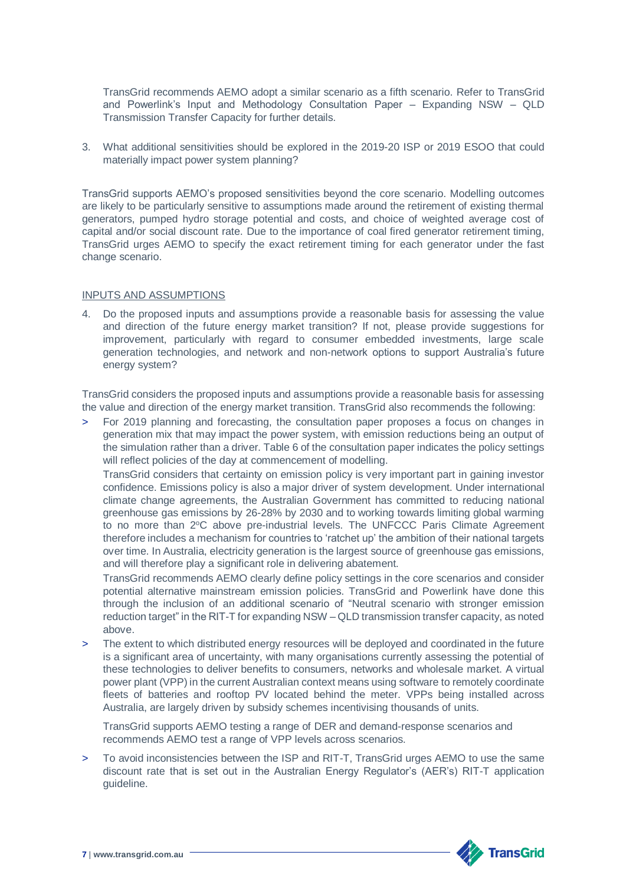TransGrid recommends AEMO adopt a similar scenario as a fifth scenario. Refer to TransGrid and Powerlink's Input and Methodology Consultation Paper – Expanding NSW – QLD Transmission Transfer Capacity for further details.

3. What additional sensitivities should be explored in the 2019-20 ISP or 2019 ESOO that could materially impact power system planning?

TransGrid supports AEMO's proposed sensitivities beyond the core scenario. Modelling outcomes are likely to be particularly sensitive to assumptions made around the retirement of existing thermal generators, pumped hydro storage potential and costs, and choice of weighted average cost of capital and/or social discount rate. Due to the importance of coal fired generator retirement timing, TransGrid urges AEMO to specify the exact retirement timing for each generator under the fast change scenario.

## INPUTS AND ASSUMPTIONS

4. Do the proposed inputs and assumptions provide a reasonable basis for assessing the value and direction of the future energy market transition? If not, please provide suggestions for improvement, particularly with regard to consumer embedded investments, large scale generation technologies, and network and non-network options to support Australia's future energy system?

TransGrid considers the proposed inputs and assumptions provide a reasonable basis for assessing the value and direction of the energy market transition. TransGrid also recommends the following:

> For 2019 planning and forecasting, the consultation paper proposes a focus on changes in generation mix that may impact the power system, with emission reductions being an output of the simulation rather than a driver. Table 6 of the consultation paper indicates the policy settings will reflect policies of the day at commencement of modelling.

  TransGrid considers that certainty on emission policy is very important part in gaining investor confidence. Emissions policy is also a major driver of system development. Under international climate change agreements, the Australian Government has committed to reducing national greenhouse gas emissions by 26-28% by 2030 and to working towards limiting global warming to no more than 2°C above pre-industrial levels. The UNFCCC Paris Climate Agreement therefore includes a mechanism for countries to 'ratchet up' the ambition of their national targets over time. In Australia, electricity generation is the largest source of greenhouse gas emissions, and will therefore play a significant role in delivering abatement.

  TransGrid recommends AEMO clearly define policy settings in the core scenarios and consider potential alternative mainstream emission policies. TransGrid and Powerlink have done this through the inclusion of an additional scenario of "Neutral scenario with stronger emission reduction target" in the RIT-T for expanding NSW – QLD transmission transfer capacity, as noted above.

> The extent to which distributed energy resources will be deployed and coordinated in the future is a significant area of uncertainty, with many organisations currently assessing the potential of these technologies to deliver benefits to consumers, networks and wholesale market. A virtual power plant (VPP) in the current Australian context means using software to remotely coordinate fleets of batteries and rooftop PV located behind the meter. VPPs being installed across Australia, are largely driven by subsidy schemes incentivising thousands of units.

  TransGrid supports AEMO testing a range of DER and demand-response scenarios and recommends AEMO test a range of VPP levels across scenarios.

> To avoid inconsistencies between the ISP and RIT-T, TransGrid urges AEMO to use the same discount rate that is set out in the Australian Energy Regulator's (AER's) RIT-T application guideline.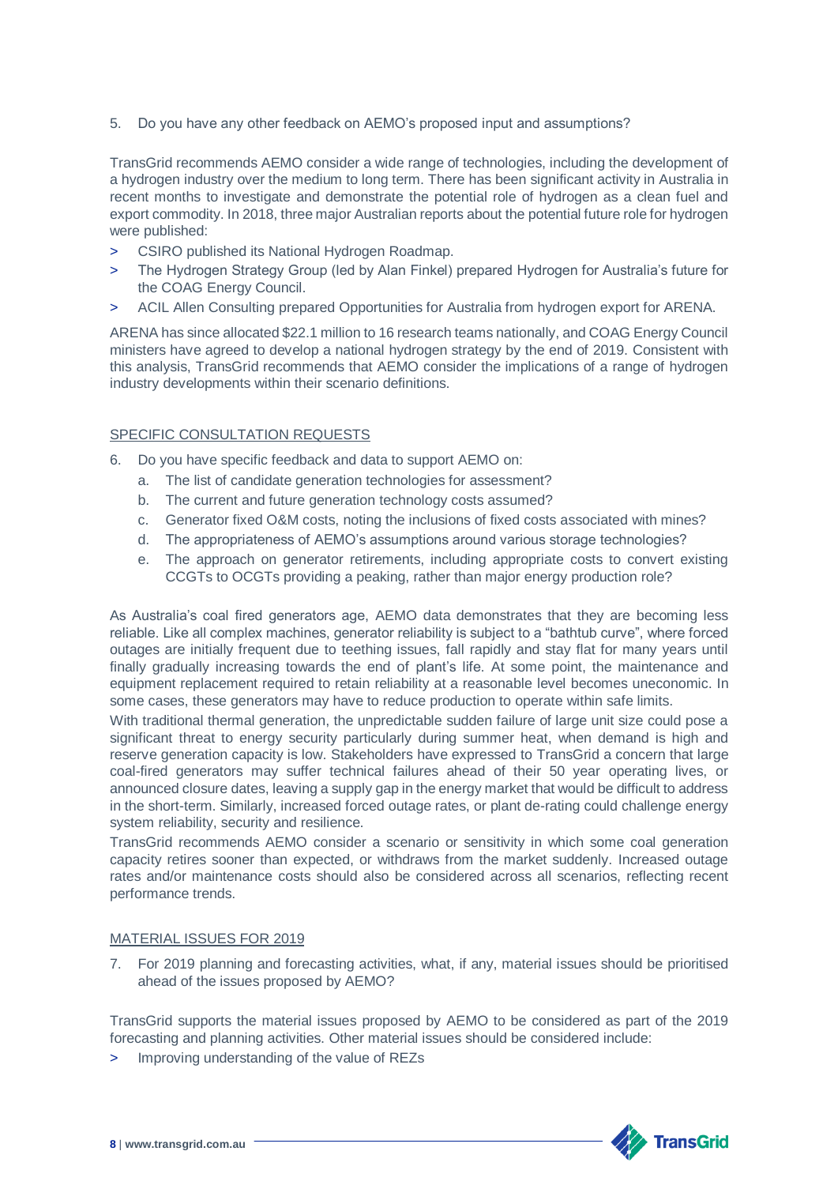5. Do you have any other feedback on AEMO's proposed input and assumptions?

TransGrid recommends AEMO consider a wide range of technologies, including the development of a hydrogen industry over the medium to long term. There has been significant activity in Australia in recent months to investigate and demonstrate the potential role of hydrogen as a clean fuel and export commodity. In 2018, three major Australian reports about the potential future role for hydrogen were published:

> CSIRO published its National Hydrogen Roadmap.
> The Hydrogen Strategy Group (led by Alan Finkel) prepared Hydrogen for Australia's future for the COAG Energy Council.
> ACIL Allen Consulting prepared Opportunities for Australia from hydrogen export for ARENA.

ARENA has since allocated $22.1 million to 16 research teams nationally, and COAG Energy Council ministers have agreed to develop a national hydrogen strategy by the end of 2019. Consistent with this analysis, TransGrid recommends that AEMO consider the implications of a range of hydrogen industry developments within their scenario definitions.

## SPECIFIC CONSULTATION REQUESTS

6. Do you have specific feedback and data to support AEMO on:
   a. The list of candidate generation technologies for assessment?
   b. The current and future generation technology costs assumed?
   c. Generator fixed O&M costs, noting the inclusions of fixed costs associated with mines?
   d. The appropriateness of AEMO's assumptions around various storage technologies?
   e. The approach on generator retirements, including appropriate costs to convert existing CCGTs to OCGTs providing a peaking, rather than major energy production role?

As Australia's coal fired generators age, AEMO data demonstrates that they are becoming less reliable. Like all complex machines, generator reliability is subject to a "bathtub curve", where forced outages are initially frequent due to teething issues, fall rapidly and stay flat for many years until finally gradually increasing towards the end of plant's life. At some point, the maintenance and equipment replacement required to retain reliability at a reasonable level becomes uneconomic. In some cases, these generators may have to reduce production to operate within safe limits.

With traditional thermal generation, the unpredictable sudden failure of large unit size could pose a significant threat to energy security particularly during summer heat, when demand is high and reserve generation capacity is low. Stakeholders have expressed to TransGrid a concern that large coal-fired generators may suffer technical failures ahead of their 50 year operating lives, or announced closure dates, leaving a supply gap in the energy market that would be difficult to address in the short-term. Similarly, increased forced outage rates, or plant de-rating could challenge energy system reliability, security and resilience.

TransGrid recommends AEMO consider a scenario or sensitivity in which some coal generation capacity retires sooner than expected, or withdraws from the market suddenly. Increased outage rates and/or maintenance costs should also be considered across all scenarios, reflecting recent performance trends.

## MATERIAL ISSUES FOR 2019

7. For 2019 planning and forecasting activities, what, if any, material issues should be prioritised ahead of the issues proposed by AEMO?

TransGrid supports the material issues proposed by AEMO to be considered as part of the 2019 forecasting and planning activities. Other material issues should be considered include:

> Improving understanding of the value of REZs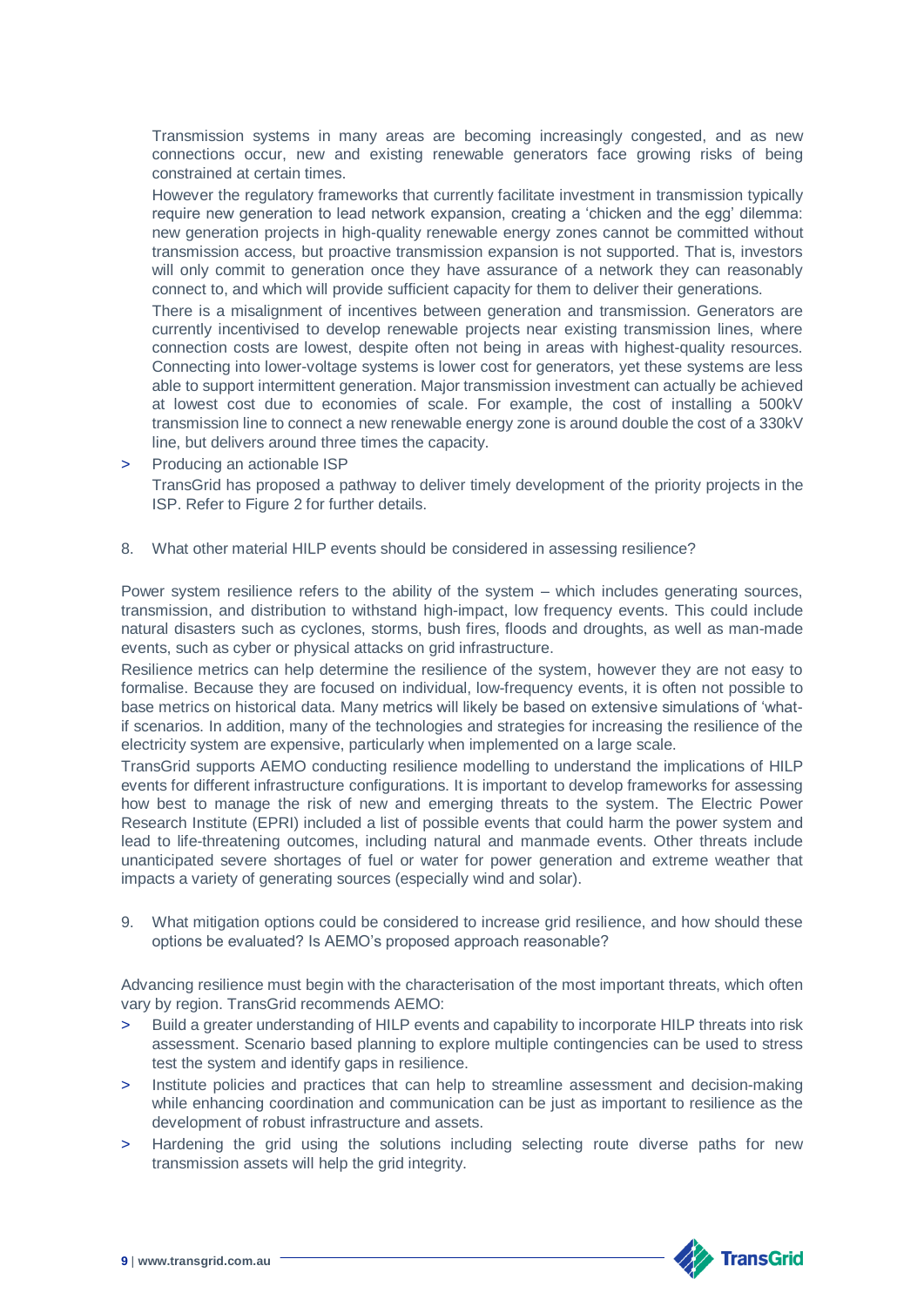Transmission systems in many areas are becoming increasingly congested, and as new connections occur, new and existing renewable generators face growing risks of being constrained at certain times.

However the regulatory frameworks that currently facilitate investment in transmission typically require new generation to lead network expansion, creating a 'chicken and the egg' dilemma: new generation projects in high-quality renewable energy zones cannot be committed without transmission access, but proactive transmission expansion is not supported. That is, investors will only commit to generation once they have assurance of a network they can reasonably connect to, and which will provide sufficient capacity for them to deliver their generations.

There is a misalignment of incentives between generation and transmission. Generators are currently incentivised to develop renewable projects near existing transmission lines, where connection costs are lowest, despite often not being in areas with highest-quality resources. Connecting into lower-voltage systems is lower cost for generators, yet these systems are less able to support intermittent generation. Major transmission investment can actually be achieved at lowest cost due to economies of scale. For example, the cost of installing a 500kV transmission line to connect a new renewable energy zone is around double the cost of a 330kV line, but delivers around three times the capacity.

> Producing an actionable ISP

TransGrid has proposed a pathway to deliver timely development of the priority projects in the ISP. Refer to Figure 2 for further details.

8. What other material HILP events should be considered in assessing resilience?

Power system resilience refers to the ability of the system – which includes generating sources, transmission, and distribution to withstand high-impact, low frequency events. This could include natural disasters such as cyclones, storms, bush fires, floods and droughts, as well as man-made events, such as cyber or physical attacks on grid infrastructure.

Resilience metrics can help determine the resilience of the system, however they are not easy to formalise. Because they are focused on individual, low-frequency events, it is often not possible to base metrics on historical data. Many metrics will likely be based on extensive simulations of 'what-if scenarios. In addition, many of the technologies and strategies for increasing the resilience of the electricity system are expensive, particularly when implemented on a large scale.

TransGrid supports AEMO conducting resilience modelling to understand the implications of HILP events for different infrastructure configurations. It is important to develop frameworks for assessing how best to manage the risk of new and emerging threats to the system. The Electric Power Research Institute (EPRI) included a list of possible events that could harm the power system and lead to life-threatening outcomes, including natural and manmade events. Other threats include unanticipated severe shortages of fuel or water for power generation and extreme weather that impacts a variety of generating sources (especially wind and solar).

9. What mitigation options could be considered to increase grid resilience, and how should these options be evaluated? Is AEMO's proposed approach reasonable?

Advancing resilience must begin with the characterisation of the most important threats, which often vary by region. TransGrid recommends AEMO:

> Build a greater understanding of HILP events and capability to incorporate HILP threats into risk assessment. Scenario based planning to explore multiple contingencies can be used to stress test the system and identify gaps in resilience.

> Institute policies and practices that can help to streamline assessment and decision-making while enhancing coordination and communication can be just as important to resilience as the development of robust infrastructure and assets.

> Hardening the grid using the solutions including selecting route diverse paths for new transmission assets will help the grid integrity.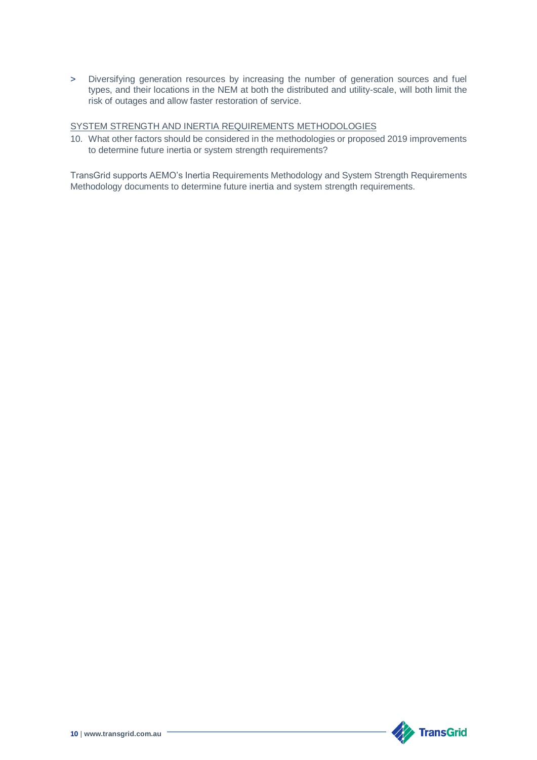> Diversifying generation resources by increasing the number of generation sources and fuel types, and their locations in the NEM at both the distributed and utility-scale, will both limit the risk of outages and allow faster restoration of service.

SYSTEM STRENGTH AND INERTIA REQUIREMENTS METHODOLOGIES

10. What other factors should be considered in the methodologies or proposed 2019 improvements to determine future inertia or system strength requirements?

TransGrid supports AEMO's Inertia Requirements Methodology and System Strength Requirements Methodology documents to determine future inertia and system strength requirements.